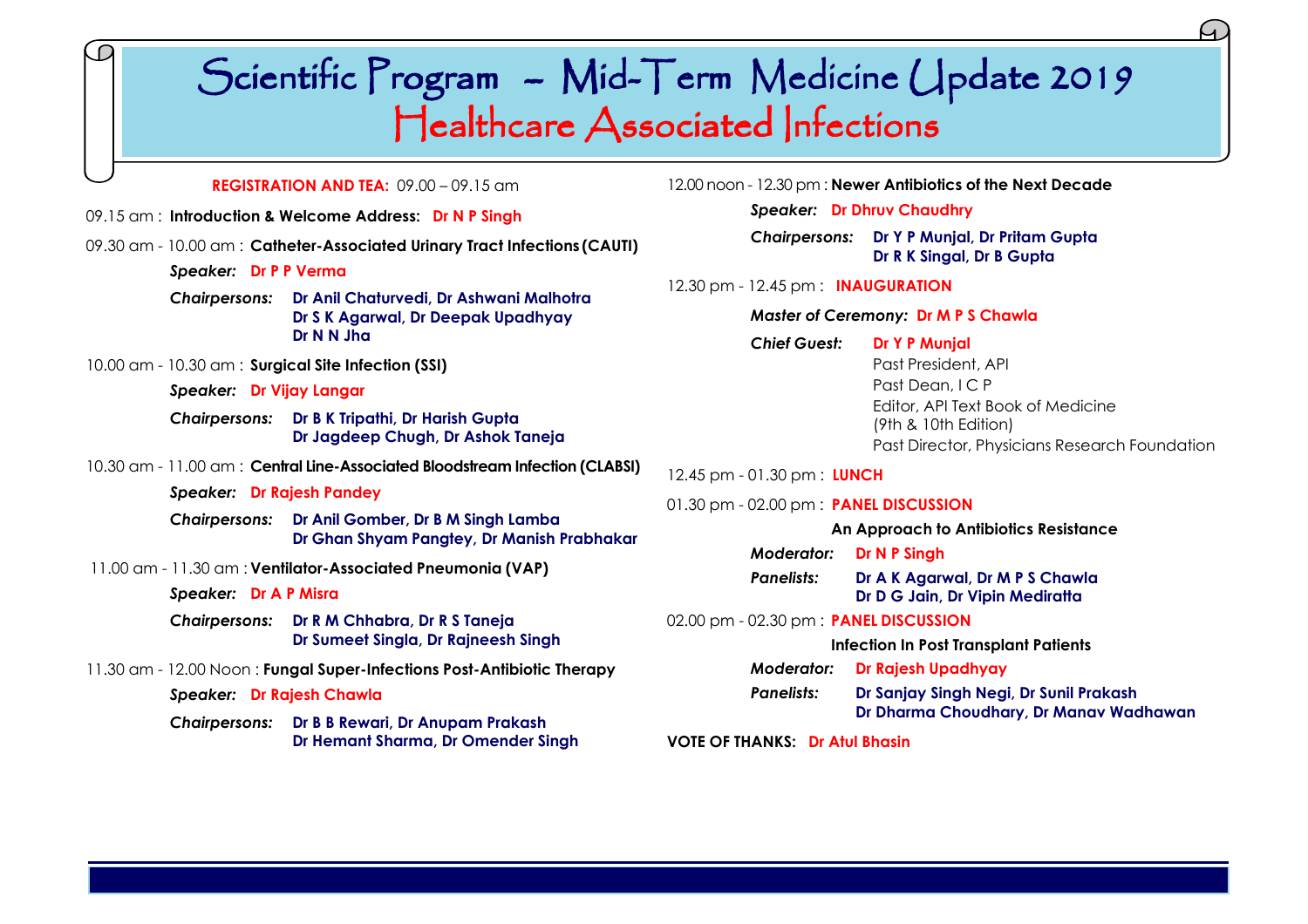# Scientific Program – Mid-Term Medicine Update 2019
## Healthcare Associated Infections

**REGISTRATION AND TEA:** 09.00 – 09.15 am

09.15 am : **Introduction & Welcome Address:** **Dr N P Singh**

09.30 am - 10.00 am : **Catheter-Associated Urinary Tract Infections (CAUTI)**

***Speaker:*** **Dr P P Verma**

***Chairpersons:*** **Dr Anil Chaturvedi, Dr Ashwani Malhotra**
**Dr S K Agarwal, Dr Deepak Upadhyay**
**Dr N N Jha**

10.00 am - 10.30 am : **Surgical Site Infection (SSI)**

***Speaker:*** **Dr Vijay Langar**

***Chairpersons:*** **Dr B K Tripathi, Dr Harish Gupta**
**Dr Jagdeep Chugh, Dr Ashok Taneja**

10.30 am - 11.00 am : **Central Line-Associated Bloodstream Infection (CLABSI)**

***Speaker:*** **Dr Rajesh Pandey**

***Chairpersons:*** **Dr Anil Gomber, Dr B M Singh Lamba**
**Dr Ghan Shyam Pangtey, Dr Manish Prabhakar**

11.00 am - 11.30 am : **Ventilator-Associated Pneumonia (VAP)**

***Speaker:*** **Dr A P Misra**

***Chairpersons:*** **Dr R M Chhabra, Dr R S Taneja**
**Dr Sumeet Singla, Dr Rajneesh Singh**

11.30 am - 12.00 Noon : **Fungal Super-Infections Post-Antibiotic Therapy**

***Speaker:*** **Dr Rajesh Chawla**

***Chairpersons:*** **Dr B B Rewari, Dr Anupam Prakash**
**Dr Hemant Sharma, Dr Omender Singh**

12.00 noon - 12.30 pm : **Newer Antibiotics of the Next Decade**

***Speaker:*** **Dr Dhruv Chaudhry**

***Chairpersons:*** **Dr Y P Munjal, Dr Pritam Gupta**
**Dr R K Singal, Dr B Gupta**

12.30 pm - 12.45 pm : **INAUGURATION**

***Master of Ceremony:*** **Dr M P S Chawla**

***Chief Guest:*** **Dr Y P Munjal**
Past President, API
Past Dean, I C P
Editor, API Text Book of Medicine
(9th & 10th Edition)
Past Director, Physicians Research Foundation

12.45 pm - 01.30 pm : **LUNCH**

01.30 pm - 02.00 pm : **PANEL DISCUSSION**

**An Approach to Antibiotics Resistance**

***Moderator:*** **Dr N P Singh**

***Panelists:*** **Dr A K Agarwal, Dr M P S Chawla**
**Dr D G Jain, Dr Vipin Mediratta**

02.00 pm - 02.30 pm : **PANEL DISCUSSION**

**Infection In Post Transplant Patients**

***Moderator:*** **Dr Rajesh Upadhyay**

***Panelists:*** **Dr Sanjay Singh Negi, Dr Sunil Prakash**
**Dr Dharma Choudhary, Dr Manav Wadhawan**

**VOTE OF THANKS:** **Dr Atul Bhasin**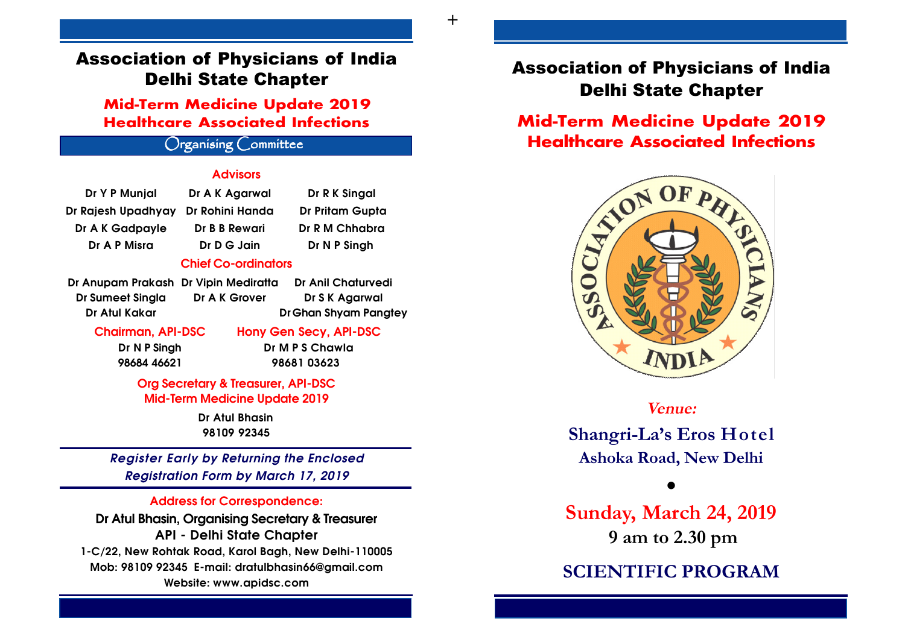# Association of Physicians of India
# Delhi State Chapter

## Mid-Term Medicine Update 2019
## Healthcare Associated Infections

### Organising Committee

**Advisors**

| | | |
|---|---|---|
| Dr Y P Munjal | Dr A K Agarwal | Dr R K Singal |
| Dr Rajesh Upadhyay | Dr Rohini Handa | Dr Pritam Gupta |
| Dr A K Gadpayle | Dr B B Rewari | Dr R M Chhabra |
| Dr A P Misra | Dr D G Jain | Dr N P Singh |

**Chief Co-ordinators**

| | | |
|---|---|---|
| Dr Anupam Prakash | Dr Vipin Mediratta | Dr Anil Chaturvedi |
| Dr Sumeet Singla | Dr A K Grover | Dr S K Agarwal |
| Dr Atul Kakar | | Dr Ghan Shyam Pangtey |

**Chairman, API-DSC**
Dr N P Singh
98684 46621

**Hony Gen Secy, API-DSC**
Dr M P S Chawla
98681 03623

**Org Secretary & Treasurer, API-DSC**
**Mid-Term Medicine Update 2019**
Dr Atul Bhasin
98109 92345

***Register Early by Returning the Enclosed Registration Form by March 17, 2019***

**Address for Correspondence:**

**Dr Atul Bhasin, Organising Secretary & Treasurer**
**API - Delhi State Chapter**
1-C/22, New Rohtak Road, Karol Bagh, New Delhi-110005
Mob: 98109 92345 E-mail: dratulbhasin66@gmail.com
Website: www.apidsc.com

# Association of Physicians of India
# Delhi State Chapter

## Mid-Term Medicine Update 2019
## Healthcare Associated Infections

***Venue:***

**Shangri-La's Eros Hotel**
**Ashoka Road, New Delhi**

•

**Sunday, March 24, 2019**
**9 am to 2.30 pm**

## SCIENTIFIC PROGRAM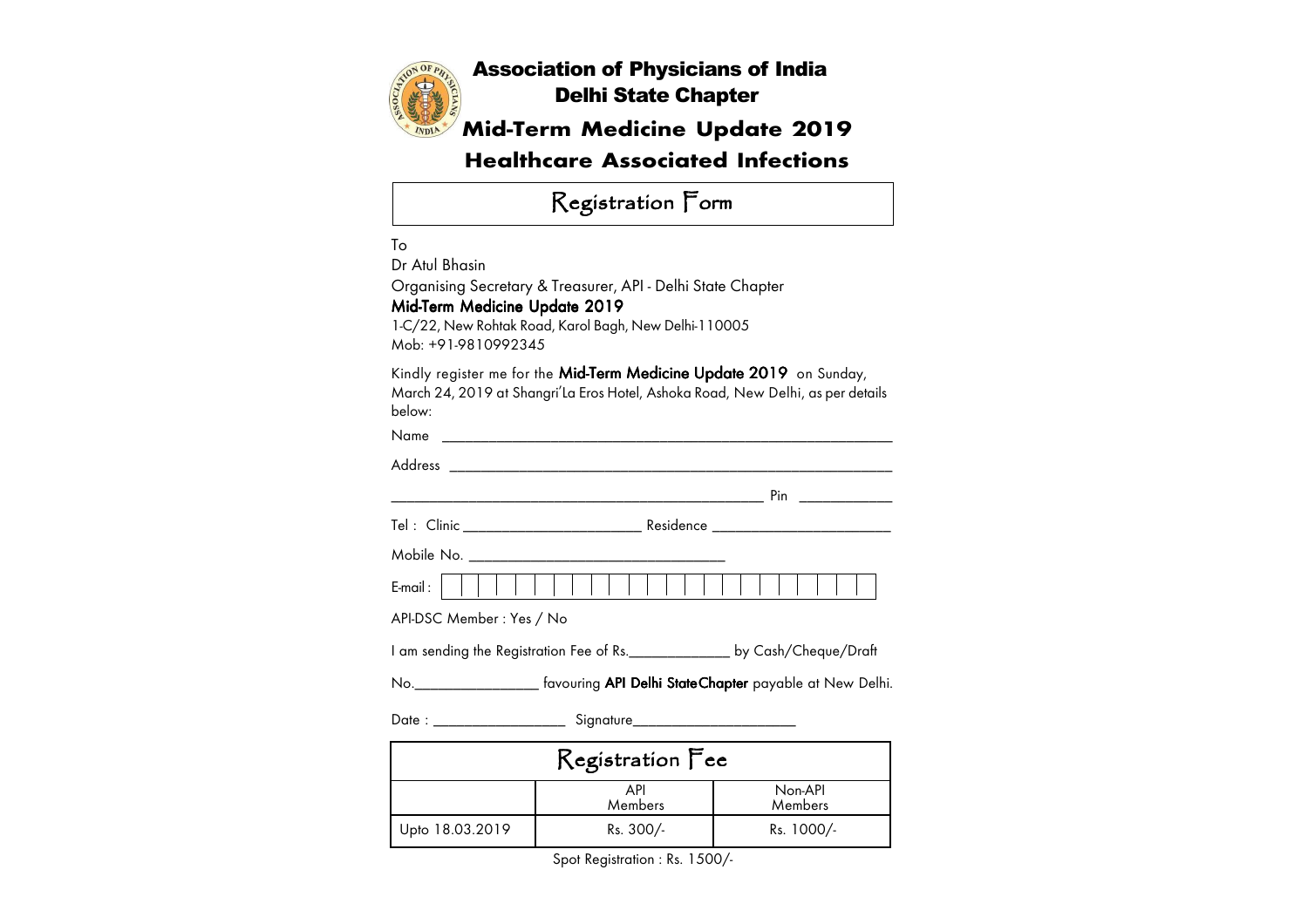# Association of Physicians of India
## Delhi State Chapter
## Mid-Term Medicine Update 2019
## Healthcare Associated Infections

## Registration Form

To
Dr Atul Bhasin
Organising Secretary & Treasurer, API - Delhi State Chapter
**Mid-Term Medicine Update 2019**
1-C/22, New Rohtak Road, Karol Bagh, New Delhi-110005
Mob: +91-9810992345

Kindly register me for the **Mid-Term Medicine Update 2019** on Sunday, March 24, 2019 at Shangri'La Eros Hotel, Ashoka Road, New Delhi, as per details below:

Name ____________________________________________________________

Address __________________________________________________________

__________________________________________________ Pin ____________

Tel : Clinic ________________________ Residence ________________________

Mobile No. __________________________________

E-mail : __________________________________

API-DSC Member : Yes / No

I am sending the Registration Fee of Rs.______________ by Cash/Cheque/Draft

No.________________ favouring **API Delhi StateChapter** payable at New Delhi.

Date : __________________ Signature______________________

## Registration Fee

| | API Members | Non-API Members |
|---|---|---|
| Upto 18.03.2019 | Rs. 300/- | Rs. 1000/- |

Spot Registration : Rs. 1500/-